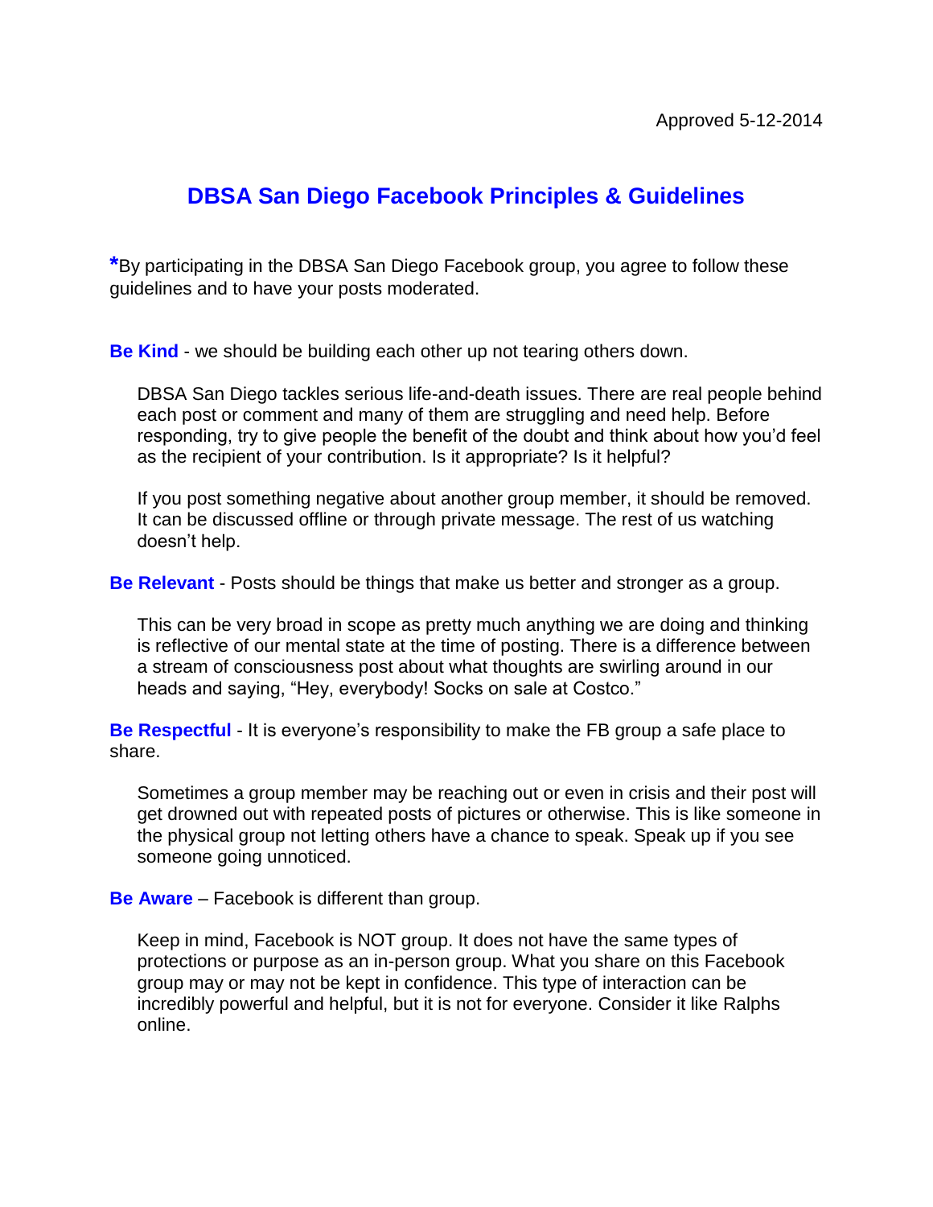Approved 5-12-2014

# DBSA San Diego Facebook Principles & Guidelines

*By participating in the DBSA San Diego Facebook group, you agree to follow these guidelines and to have your posts moderated.

**Be Kind** - we should be building each other up not tearing others down.

DBSA San Diego tackles serious life-and-death issues. There are real people behind each post or comment and many of them are struggling and need help. Before responding, try to give people the benefit of the doubt and think about how you'd feel as the recipient of your contribution. Is it appropriate? Is it helpful?

If you post something negative about another group member, it should be removed. It can be discussed offline or through private message. The rest of us watching doesn't help.

**Be Relevant** - Posts should be things that make us better and stronger as a group.

This can be very broad in scope as pretty much anything we are doing and thinking is reflective of our mental state at the time of posting. There is a difference between a stream of consciousness post about what thoughts are swirling around in our heads and saying, "Hey, everybody! Socks on sale at Costco."

**Be Respectful** - It is everyone's responsibility to make the FB group a safe place to share.

Sometimes a group member may be reaching out or even in crisis and their post will get drowned out with repeated posts of pictures or otherwise. This is like someone in the physical group not letting others have a chance to speak. Speak up if you see someone going unnoticed.

**Be Aware** – Facebook is different than group.

Keep in mind, Facebook is NOT group. It does not have the same types of protections or purpose as an in-person group. What you share on this Facebook group may or may not be kept in confidence. This type of interaction can be incredibly powerful and helpful, but it is not for everyone. Consider it like Ralphs online.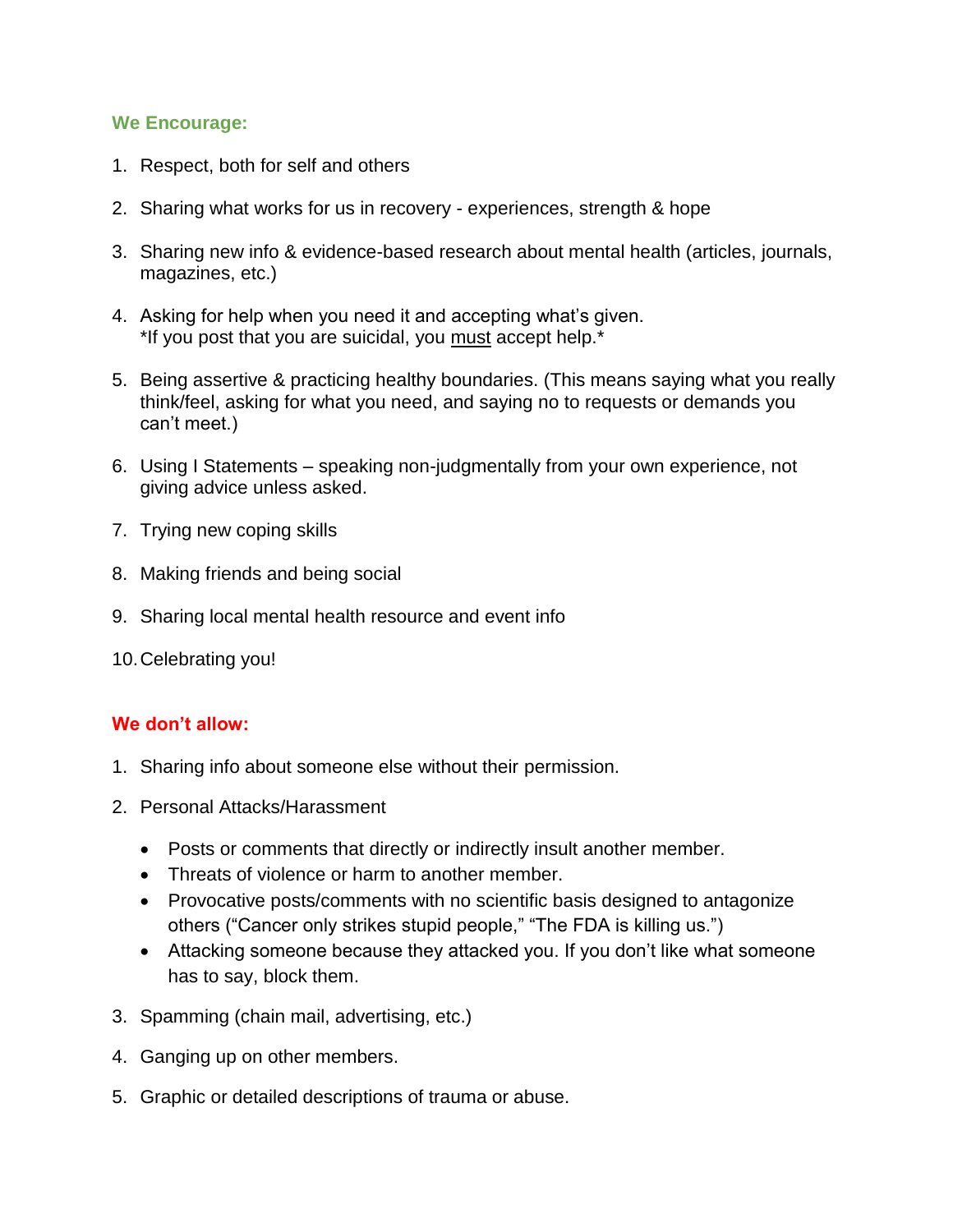### We Encourage:

1. Respect, both for self and others
2. Sharing what works for us in recovery - experiences, strength & hope
3. Sharing new info & evidence-based research about mental health (articles, journals, magazines, etc.)
4. Asking for help when you need it and accepting what's given.  
   \*If you post that you are suicidal, you <u>must</u> accept help.\*
5. Being assertive & practicing healthy boundaries. (This means saying what you really think/feel, asking for what you need, and saying no to requests or demands you can't meet.)
6. Using I Statements – speaking non-judgmentally from your own experience, not giving advice unless asked.
7. Trying new coping skills
8. Making friends and being social
9. Sharing local mental health resource and event info
10. Celebrating you!

### We don't allow:

1. Sharing info about someone else without their permission.
2. Personal Attacks/Harassment
   - Posts or comments that directly or indirectly insult another member.
   - Threats of violence or harm to another member.
   - Provocative posts/comments with no scientific basis designed to antagonize others ("Cancer only strikes stupid people," "The FDA is killing us.")
   - Attacking someone because they attacked you. If you don't like what someone has to say, block them.
3. Spamming (chain mail, advertising, etc.)
4. Ganging up on other members.
5. Graphic or detailed descriptions of trauma or abuse.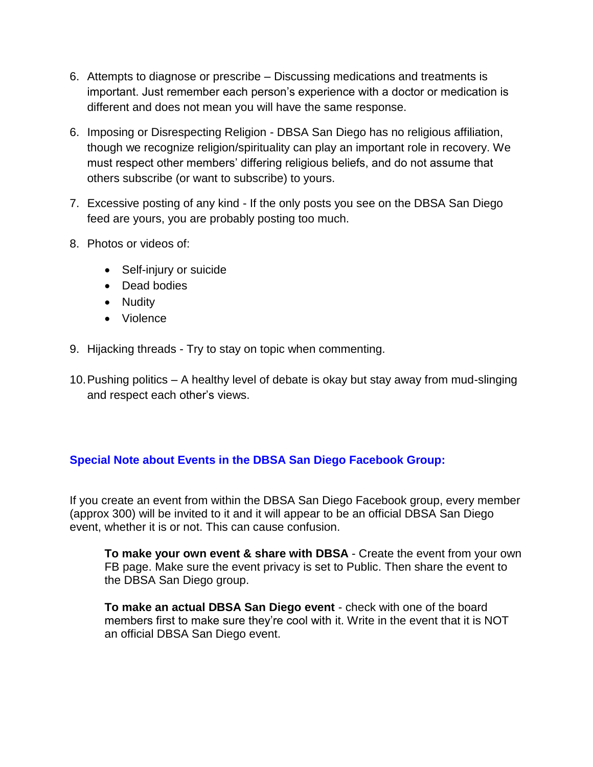6. Attempts to diagnose or prescribe – Discussing medications and treatments is important. Just remember each person's experience with a doctor or medication is different and does not mean you will have the same response.

6. Imposing or Disrespecting Religion - DBSA San Diego has no religious affiliation, though we recognize religion/spirituality can play an important role in recovery. We must respect other members' differing religious beliefs, and do not assume that others subscribe (or want to subscribe) to yours.

7. Excessive posting of any kind - If the only posts you see on the DBSA San Diego feed are yours, you are probably posting too much.

8. Photos or videos of:
    - Self-injury or suicide
    - Dead bodies
    - Nudity
    - Violence

9. Hijacking threads - Try to stay on topic when commenting.

10. Pushing politics – A healthy level of debate is okay but stay away from mud-slinging and respect each other's views.

### Special Note about Events in the DBSA San Diego Facebook Group:

If you create an event from within the DBSA San Diego Facebook group, every member (approx 300) will be invited to it and it will appear to be an official DBSA San Diego event, whether it is or not. This can cause confusion.

> **To make your own event & share with DBSA** - Create the event from your own FB page. Make sure the event privacy is set to Public. Then share the event to the DBSA San Diego group.
>
> **To make an actual DBSA San Diego event** - check with one of the board members first to make sure they're cool with it. Write in the event that it is NOT an official DBSA San Diego event.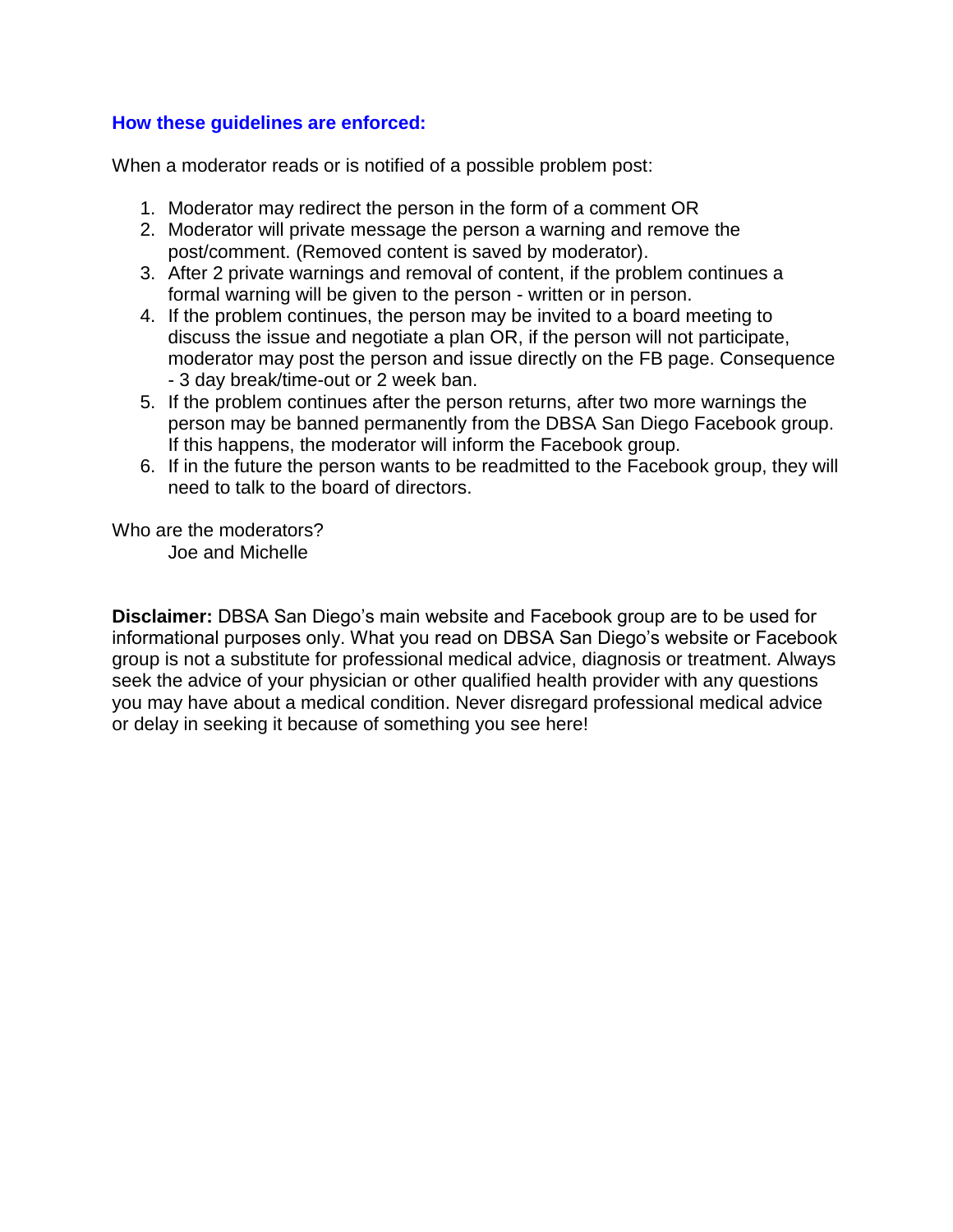### How these guidelines are enforced:

When a moderator reads or is notified of a possible problem post:

1. Moderator may redirect the person in the form of a comment OR
2. Moderator will private message the person a warning and remove the post/comment. (Removed content is saved by moderator).
3. After 2 private warnings and removal of content, if the problem continues a formal warning will be given to the person - written or in person.
4. If the problem continues, the person may be invited to a board meeting to discuss the issue and negotiate a plan OR, if the person will not participate, moderator may post the person and issue directly on the FB page. Consequence - 3 day break/time-out or 2 week ban.
5. If the problem continues after the person returns, after two more warnings the person may be banned permanently from the DBSA San Diego Facebook group. If this happens, the moderator will inform the Facebook group.
6. If in the future the person wants to be readmitted to the Facebook group, they will need to talk to the board of directors.

Who are the moderators?

Joe and Michelle

**Disclaimer:** DBSA San Diego's main website and Facebook group are to be used for informational purposes only. What you read on DBSA San Diego's website or Facebook group is not a substitute for professional medical advice, diagnosis or treatment. Always seek the advice of your physician or other qualified health provider with any questions you may have about a medical condition. Never disregard professional medical advice or delay in seeking it because of something you see here!